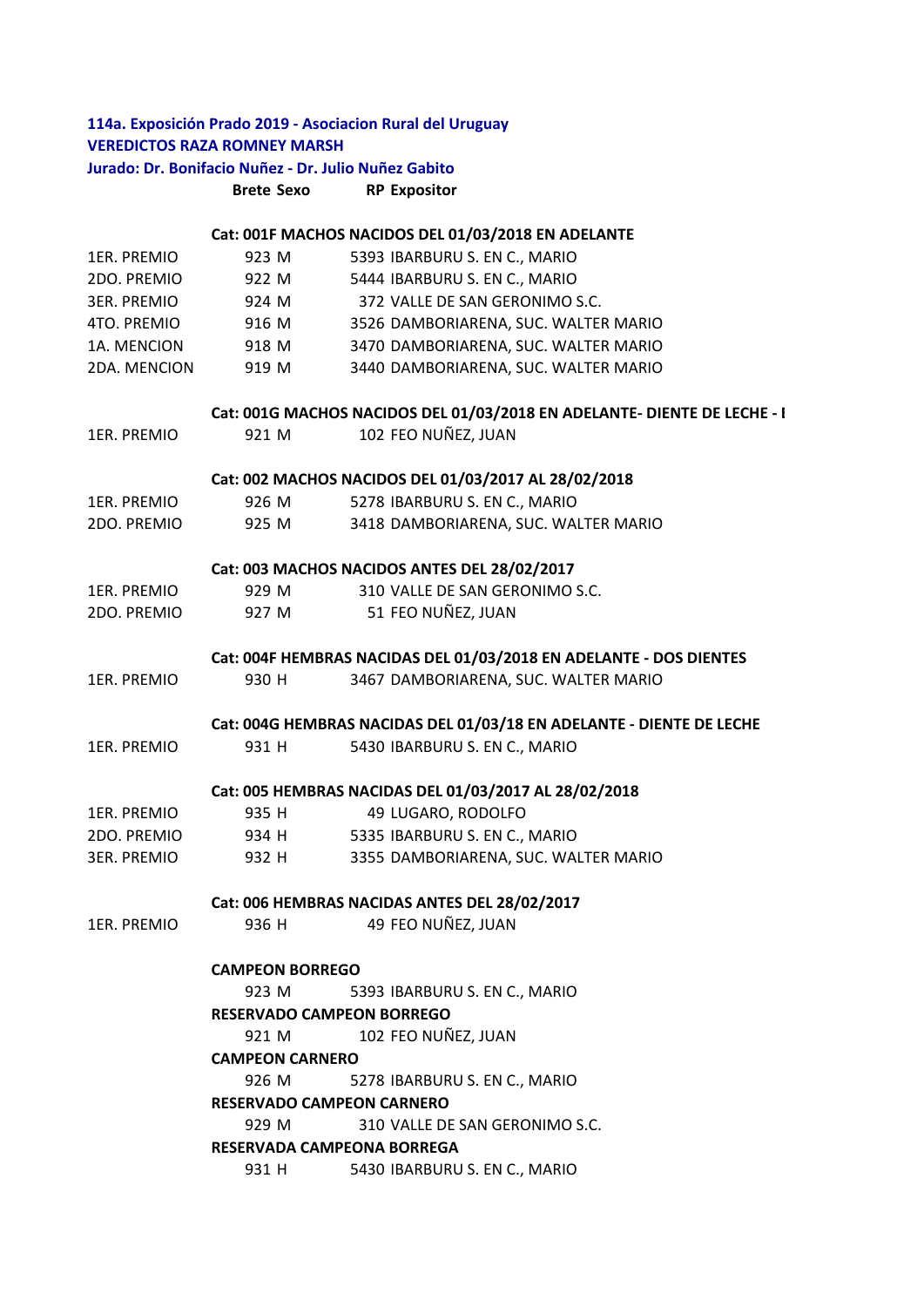**114a. Exposición Prado 2019 - Asociacion Rural del Uruguay**

**VEREDICTOS RAZA ROMNEY MARSH**

**Jurado: Dr. Bonifacio Nuñez - Dr. Julio Nuñez Gabito**

| | Brete | Sexo | RP | Expositor |
|---|---|---|---|---|
| | **Cat: 001F MACHOS NACIDOS DEL 01/03/2018 EN ADELANTE** | | | |
| 1ER. PREMIO | 923 | M | 5393 | IBARBURU S. EN C., MARIO |
| 2DO. PREMIO | 922 | M | 5444 | IBARBURU S. EN C., MARIO |
| 3ER. PREMIO | 924 | M | 372 | VALLE DE SAN GERONIMO S.C. |
| 4TO. PREMIO | 916 | M | 3526 | DAMBORIARENA, SUC. WALTER MARIO |
| 1A. MENCION | 918 | M | 3470 | DAMBORIARENA, SUC. WALTER MARIO |
| 2DA. MENCION | 919 | M | 3440 | DAMBORIARENA, SUC. WALTER MARIO |
| | **Cat: 001G MACHOS NACIDOS DEL 01/03/2018 EN ADELANTE- DIENTE DE LECHE - I** | | | |
| 1ER. PREMIO | 921 | M | 102 | FEO NUÑEZ, JUAN |
| | **Cat: 002 MACHOS NACIDOS DEL 01/03/2017 AL 28/02/2018** | | | |
| 1ER. PREMIO | 926 | M | 5278 | IBARBURU S. EN C., MARIO |
| 2DO. PREMIO | 925 | M | 3418 | DAMBORIARENA, SUC. WALTER MARIO |
| | **Cat: 003 MACHOS NACIDOS ANTES DEL 28/02/2017** | | | |
| 1ER. PREMIO | 929 | M | 310 | VALLE DE SAN GERONIMO S.C. |
| 2DO. PREMIO | 927 | M | 51 | FEO NUÑEZ, JUAN |
| | **Cat: 004F HEMBRAS NACIDAS DEL 01/03/2018 EN ADELANTE - DOS DIENTES** | | | |
| 1ER. PREMIO | 930 | H | 3467 | DAMBORIARENA, SUC. WALTER MARIO |
| | **Cat: 004G HEMBRAS NACIDAS DEL 01/03/18 EN ADELANTE - DIENTE DE LECHE** | | | |
| 1ER. PREMIO | 931 | H | 5430 | IBARBURU S. EN C., MARIO |
| | **Cat: 005 HEMBRAS NACIDAS DEL 01/03/2017 AL 28/02/2018** | | | |
| 1ER. PREMIO | 935 | H | 49 | LUGARO, RODOLFO |
| 2DO. PREMIO | 934 | H | 5335 | IBARBURU S. EN C., MARIO |
| 3ER. PREMIO | 932 | H | 3355 | DAMBORIARENA, SUC. WALTER MARIO |
| | **Cat: 006 HEMBRAS NACIDAS ANTES DEL 28/02/2017** | | | |
| 1ER. PREMIO | 936 | H | 49 | FEO NUÑEZ, JUAN |
| | **CAMPEON BORREGO** | | | |
| | 923 | M | 5393 | IBARBURU S. EN C., MARIO |
| | **RESERVADO CAMPEON BORREGO** | | | |
| | 921 | M | 102 | FEO NUÑEZ, JUAN |
| | **CAMPEON CARNERO** | | | |
| | 926 | M | 5278 | IBARBURU S. EN C., MARIO |
| | **RESERVADO CAMPEON CARNERO** | | | |
| | 929 | M | 310 | VALLE DE SAN GERONIMO S.C. |
| | **RESERVADA CAMPEONA BORREGA** | | | |
| | 931 | H | 5430 | IBARBURU S. EN C., MARIO |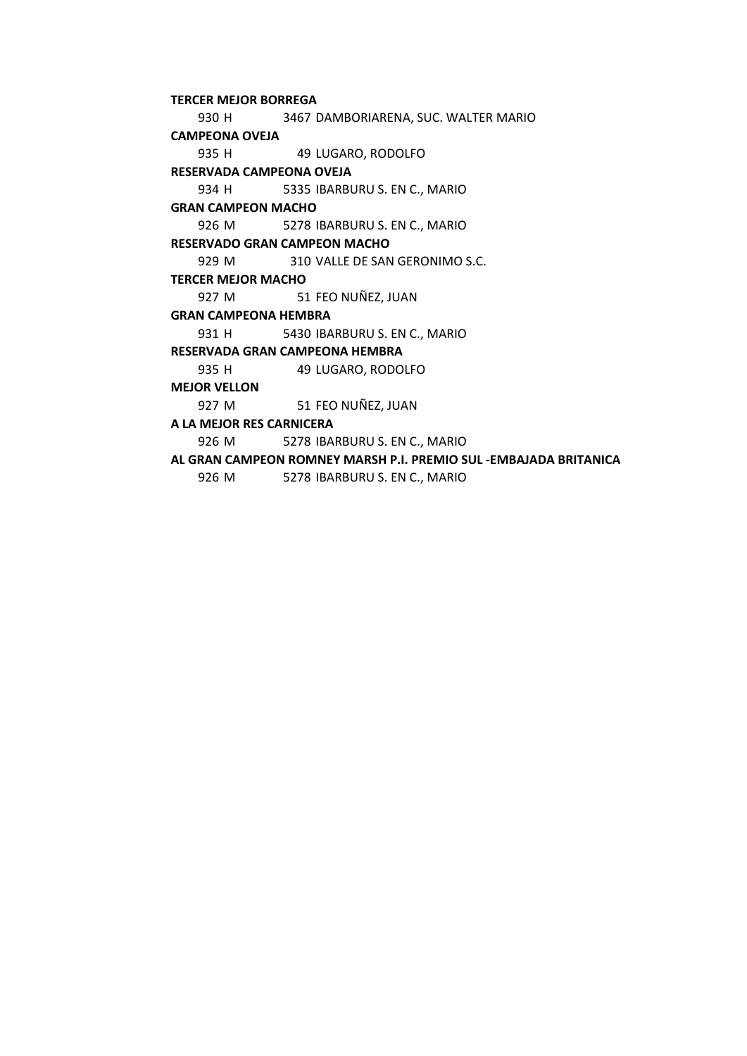**TERCER MEJOR BORREGA**

930 H 3467 DAMBORIARENA, SUC. WALTER MARIO

**CAMPEONA OVEJA**

935 H 49 LUGARO, RODOLFO

**RESERVADA CAMPEONA OVEJA**

934 H 5335 IBARBURU S. EN C., MARIO

**GRAN CAMPEON MACHO**

926 M 5278 IBARBURU S. EN C., MARIO

**RESERVADO GRAN CAMPEON MACHO**

929 M 310 VALLE DE SAN GERONIMO S.C.

**TERCER MEJOR MACHO**

927 M 51 FEO NUÑEZ, JUAN

**GRAN CAMPEONA HEMBRA**

931 H 5430 IBARBURU S. EN C., MARIO

**RESERVADA GRAN CAMPEONA HEMBRA**

935 H 49 LUGARO, RODOLFO

**MEJOR VELLON**

927 M 51 FEO NUÑEZ, JUAN

**A LA MEJOR RES CARNICERA**

926 M 5278 IBARBURU S. EN C., MARIO

**AL GRAN CAMPEON ROMNEY MARSH P.I. PREMIO SUL -EMBAJADA BRITANICA**

926 M 5278 IBARBURU S. EN C., MARIO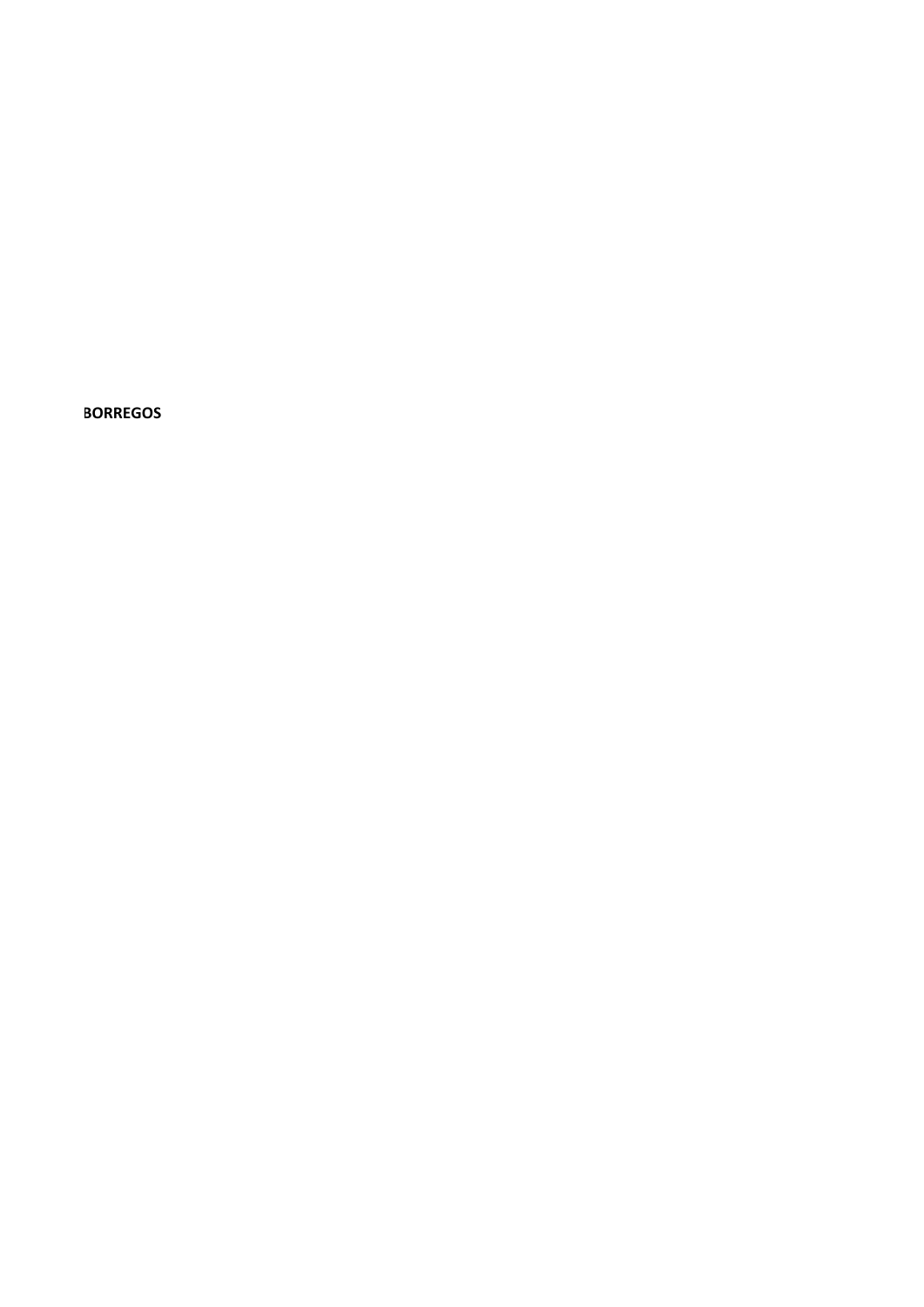**BORREGOS**